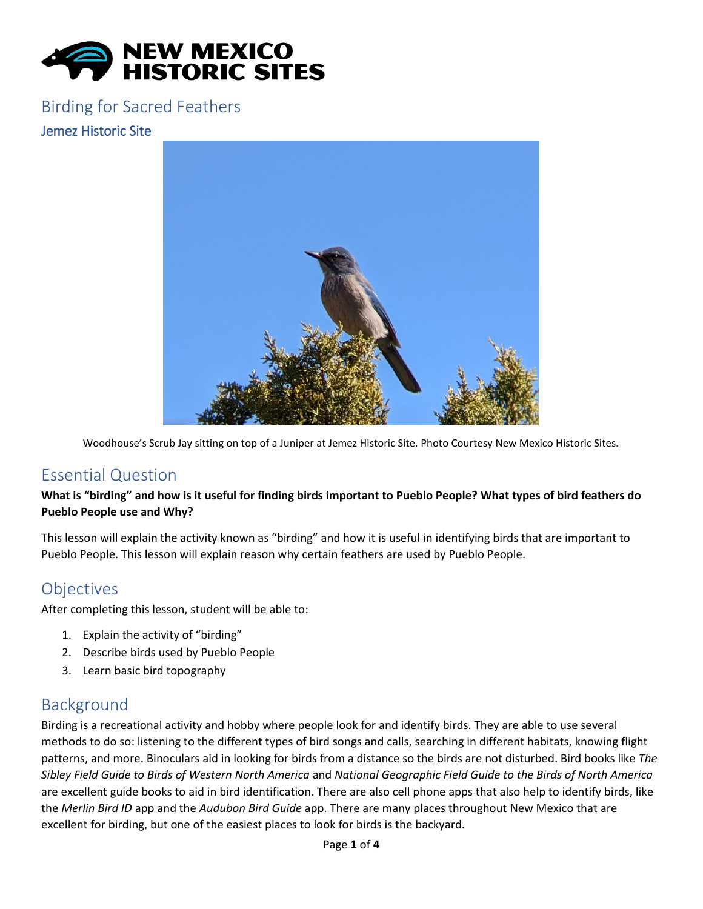# NEW MEXICO HISTORIC SITES

## Birding for Sacred Feathers

### Jemez Historic Site

Woodhouse's Scrub Jay sitting on top of a Juniper at Jemez Historic Site. Photo Courtesy New Mexico Historic Sites.

## Essential Question

**What is "birding" and how is it useful for finding birds important to Pueblo People? What types of bird feathers do Pueblo People use and Why?**

This lesson will explain the activity known as "birding" and how it is useful in identifying birds that are important to Pueblo People. This lesson will explain reason why certain feathers are used by Pueblo People.

## Objectives

After completing this lesson, student will be able to:

1. Explain the activity of "birding"
2. Describe birds used by Pueblo People
3. Learn basic bird topography

## Background

Birding is a recreational activity and hobby where people look for and identify birds. They are able to use several methods to do so: listening to the different types of bird songs and calls, searching in different habitats, knowing flight patterns, and more. Binoculars aid in looking for birds from a distance so the birds are not disturbed. Bird books like *The Sibley Field Guide to Birds of Western North America* and *National Geographic Field Guide to the Birds of North America* are excellent guide books to aid in bird identification. There are also cell phone apps that also help to identify birds, like the *Merlin Bird ID* app and the *Audubon Bird Guide* app. There are many places throughout New Mexico that are excellent for birding, but one of the easiest places to look for birds is the backyard.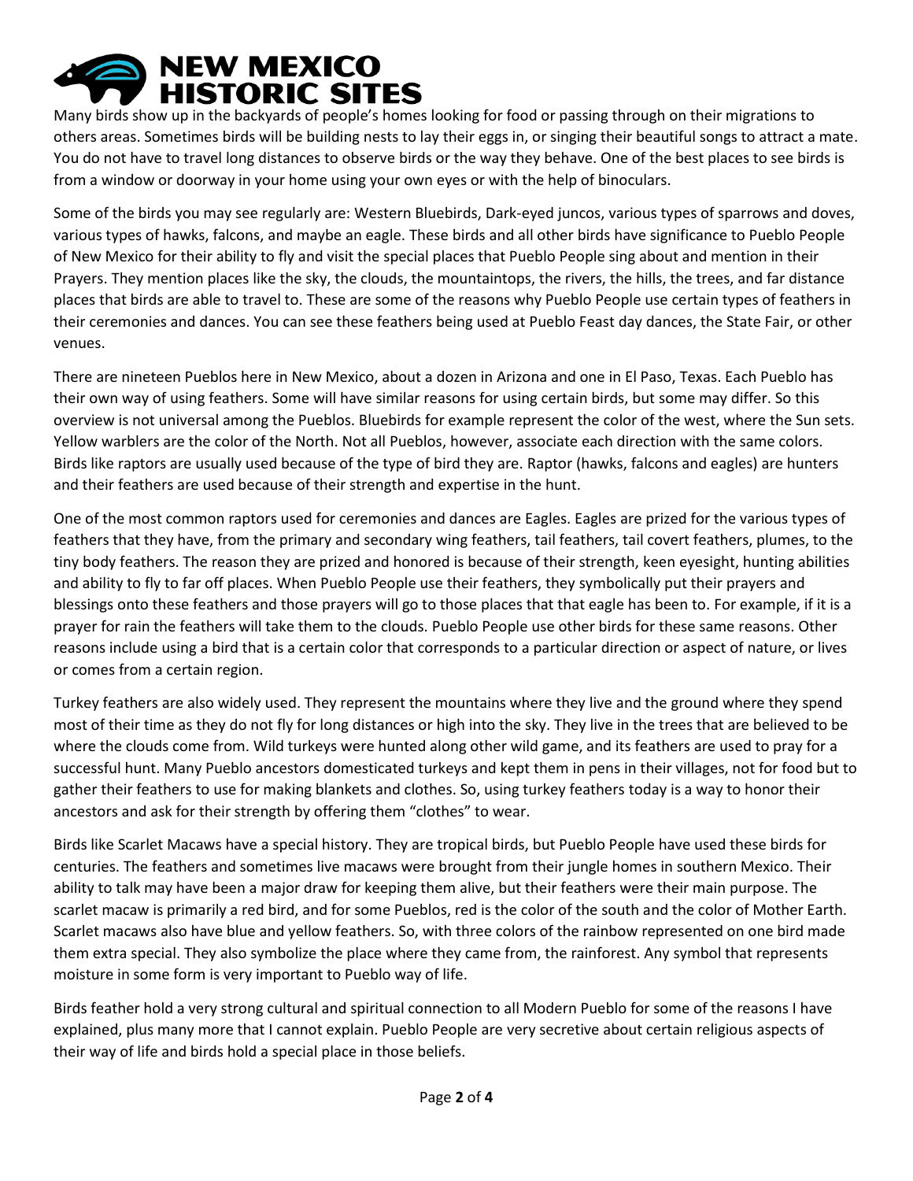Many birds show up in the backyards of people's homes looking for food or passing through on their migrations to others areas. Sometimes birds will be building nests to lay their eggs in, or singing their beautiful songs to attract a mate. You do not have to travel long distances to observe birds or the way they behave. One of the best places to see birds is from a window or doorway in your home using your own eyes or with the help of binoculars.

Some of the birds you may see regularly are: Western Bluebirds, Dark-eyed juncos, various types of sparrows and doves, various types of hawks, falcons, and maybe an eagle. These birds and all other birds have significance to Pueblo People of New Mexico for their ability to fly and visit the special places that Pueblo People sing about and mention in their Prayers. They mention places like the sky, the clouds, the mountaintops, the rivers, the hills, the trees, and far distance places that birds are able to travel to. These are some of the reasons why Pueblo People use certain types of feathers in their ceremonies and dances. You can see these feathers being used at Pueblo Feast day dances, the State Fair, or other venues.

There are nineteen Pueblos here in New Mexico, about a dozen in Arizona and one in El Paso, Texas. Each Pueblo has their own way of using feathers. Some will have similar reasons for using certain birds, but some may differ. So this overview is not universal among the Pueblos. Bluebirds for example represent the color of the west, where the Sun sets. Yellow warblers are the color of the North. Not all Pueblos, however, associate each direction with the same colors. Birds like raptors are usually used because of the type of bird they are. Raptor (hawks, falcons and eagles) are hunters and their feathers are used because of their strength and expertise in the hunt.

One of the most common raptors used for ceremonies and dances are Eagles. Eagles are prized for the various types of feathers that they have, from the primary and secondary wing feathers, tail feathers, tail covert feathers, plumes, to the tiny body feathers. The reason they are prized and honored is because of their strength, keen eyesight, hunting abilities and ability to fly to far off places. When Pueblo People use their feathers, they symbolically put their prayers and blessings onto these feathers and those prayers will go to those places that that eagle has been to. For example, if it is a prayer for rain the feathers will take them to the clouds. Pueblo People use other birds for these same reasons. Other reasons include using a bird that is a certain color that corresponds to a particular direction or aspect of nature, or lives or comes from a certain region.

Turkey feathers are also widely used. They represent the mountains where they live and the ground where they spend most of their time as they do not fly for long distances or high into the sky. They live in the trees that are believed to be where the clouds come from. Wild turkeys were hunted along other wild game, and its feathers are used to pray for a successful hunt. Many Pueblo ancestors domesticated turkeys and kept them in pens in their villages, not for food but to gather their feathers to use for making blankets and clothes. So, using turkey feathers today is a way to honor their ancestors and ask for their strength by offering them "clothes" to wear.

Birds like Scarlet Macaws have a special history. They are tropical birds, but Pueblo People have used these birds for centuries. The feathers and sometimes live macaws were brought from their jungle homes in southern Mexico. Their ability to talk may have been a major draw for keeping them alive, but their feathers were their main purpose. The scarlet macaw is primarily a red bird, and for some Pueblos, red is the color of the south and the color of Mother Earth. Scarlet macaws also have blue and yellow feathers. So, with three colors of the rainbow represented on one bird made them extra special. They also symbolize the place where they came from, the rainforest. Any symbol that represents moisture in some form is very important to Pueblo way of life.

Birds feather hold a very strong cultural and spiritual connection to all Modern Pueblo for some of the reasons I have explained, plus many more that I cannot explain. Pueblo People are very secretive about certain religious aspects of their way of life and birds hold a special place in those beliefs.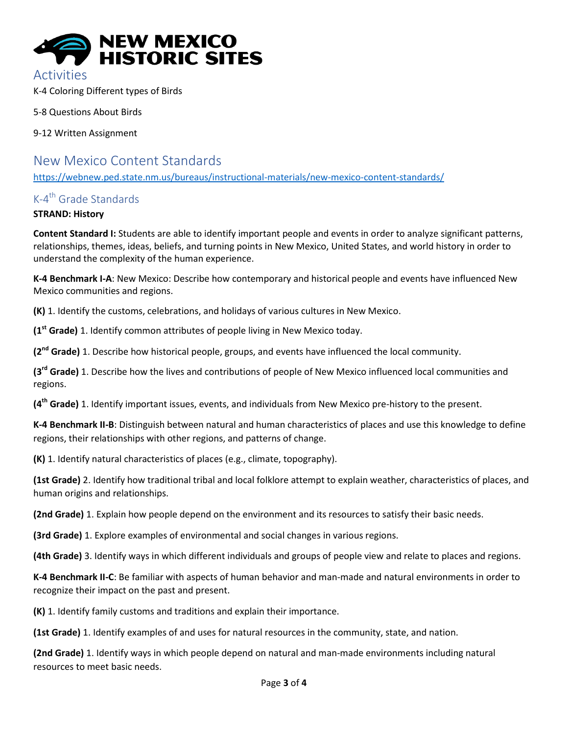# NEW MEXICO HISTORIC SITES

## Activities

K-4 Coloring Different types of Birds

5-8 Questions About Birds

9-12 Written Assignment

## New Mexico Content Standards

https://webnew.ped.state.nm.us/bureaus/instructional-materials/new-mexico-content-standards/

### K-4th Grade Standards

**STRAND: History**

**Content Standard I:** Students are able to identify important people and events in order to analyze significant patterns, relationships, themes, ideas, beliefs, and turning points in New Mexico, United States, and world history in order to understand the complexity of the human experience.

**K-4 Benchmark I-A**: New Mexico: Describe how contemporary and historical people and events have influenced New Mexico communities and regions.

**(K)** 1. Identify the customs, celebrations, and holidays of various cultures in New Mexico.

**(1st Grade)** 1. Identify common attributes of people living in New Mexico today.

**(2nd Grade)** 1. Describe how historical people, groups, and events have influenced the local community.

**(3rd Grade)** 1. Describe how the lives and contributions of people of New Mexico influenced local communities and regions.

**(4th Grade)** 1. Identify important issues, events, and individuals from New Mexico pre-history to the present.

**K-4 Benchmark II-B**: Distinguish between natural and human characteristics of places and use this knowledge to define regions, their relationships with other regions, and patterns of change.

**(K)** 1. Identify natural characteristics of places (e.g., climate, topography).

**(1st Grade)** 2. Identify how traditional tribal and local folklore attempt to explain weather, characteristics of places, and human origins and relationships.

**(2nd Grade)** 1. Explain how people depend on the environment and its resources to satisfy their basic needs.

**(3rd Grade)** 1. Explore examples of environmental and social changes in various regions.

**(4th Grade)** 3. Identify ways in which different individuals and groups of people view and relate to places and regions.

**K-4 Benchmark II-C**: Be familiar with aspects of human behavior and man-made and natural environments in order to recognize their impact on the past and present.

**(K)** 1. Identify family customs and traditions and explain their importance.

**(1st Grade)** 1. Identify examples of and uses for natural resources in the community, state, and nation.

**(2nd Grade)** 1. Identify ways in which people depend on natural and man-made environments including natural resources to meet basic needs.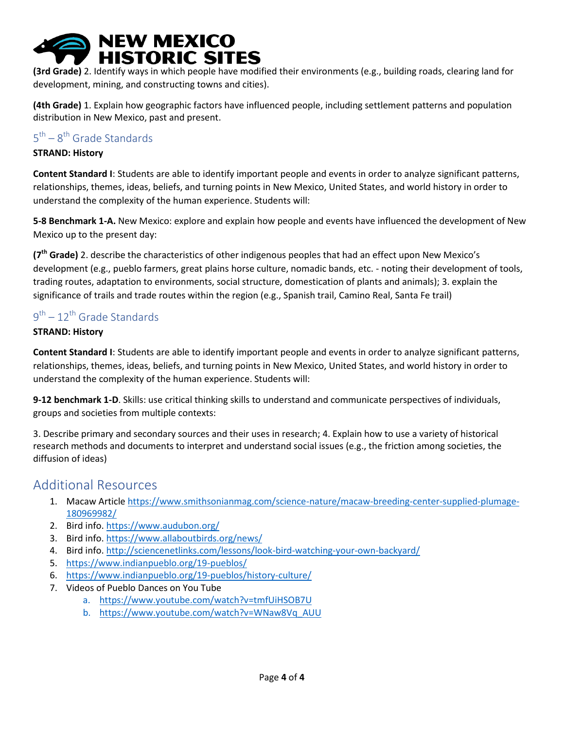**(3rd Grade)** 2. Identify ways in which people have modified their environments (e.g., building roads, clearing land for development, mining, and constructing towns and cities).

**(4th Grade)** 1. Explain how geographic factors have influenced people, including settlement patterns and population distribution in New Mexico, past and present.

## 5th – 8th Grade Standards

**STRAND: History**

**Content Standard I**: Students are able to identify important people and events in order to analyze significant patterns, relationships, themes, ideas, beliefs, and turning points in New Mexico, United States, and world history in order to understand the complexity of the human experience. Students will:

**5-8 Benchmark 1-A.** New Mexico: explore and explain how people and events have influenced the development of New Mexico up to the present day:

**(7th Grade)** 2. describe the characteristics of other indigenous peoples that had an effect upon New Mexico's development (e.g., pueblo farmers, great plains horse culture, nomadic bands, etc. - noting their development of tools, trading routes, adaptation to environments, social structure, domestication of plants and animals); 3. explain the significance of trails and trade routes within the region (e.g., Spanish trail, Camino Real, Santa Fe trail)

## 9th – 12th Grade Standards

**STRAND: History**

**Content Standard I**: Students are able to identify important people and events in order to analyze significant patterns, relationships, themes, ideas, beliefs, and turning points in New Mexico, United States, and world history in order to understand the complexity of the human experience. Students will:

**9-12 benchmark 1-D**. Skills: use critical thinking skills to understand and communicate perspectives of individuals, groups and societies from multiple contexts:

3. Describe primary and secondary sources and their uses in research; 4. Explain how to use a variety of historical research methods and documents to interpret and understand social issues (e.g., the friction among societies, the diffusion of ideas)

# Additional Resources

1. Macaw Article https://www.smithsonianmag.com/science-nature/macaw-breeding-center-supplied-plumage-180969982/
2. Bird info. https://www.audubon.org/
3. Bird info. https://www.allaboutbirds.org/news/
4. Bird info. http://sciencenetlinks.com/lessons/look-bird-watching-your-own-backyard/
5. https://www.indianpueblo.org/19-pueblos/
6. https://www.indianpueblo.org/19-pueblos/history-culture/
7. Videos of Pueblo Dances on You Tube
   a. https://www.youtube.com/watch?v=tmfUiHSOB7U
   b. https://www.youtube.com/watch?v=WNaw8Vq_AUU